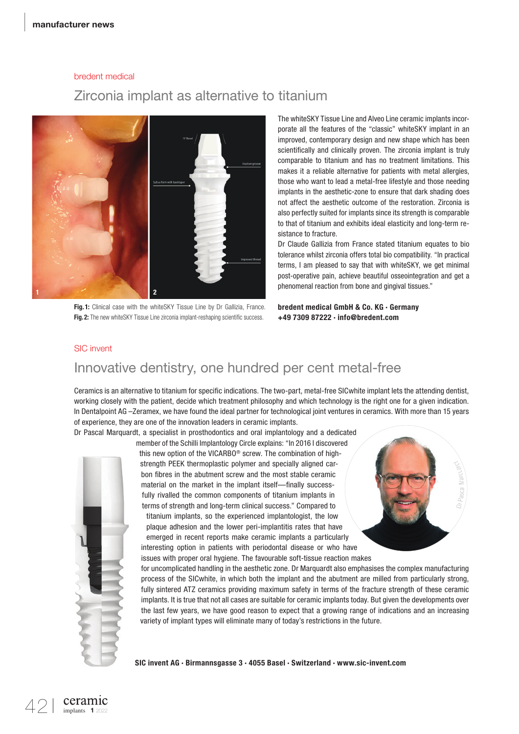## bredent medical

# Zirconia implant as alternative to titanium

Fig. 1: Clinical case with the whiteSKY Tissue Line by Dr Gallizia, France. Fig. 2: The new whiteSKY Tissue Line zirconia implant-reshaping scientific success.

The whiteSKY Tissue Line and Alveo Line ceramic implants incorporate all the features of the "classic" whiteSKY implant in an improved, contemporary design and new shape which has been scientifically and clinically proven. The zirconia implant is truly comparable to titanium and has no treatment limitations. This makes it a reliable alternative for patients with metal allergies, those who want to lead a metal-free lifestyle and those needing implants in the aesthetic-zone to ensure that dark shading does not affect the aesthetic outcome of the restoration. Zirconia is also perfectly suited for implants since its strength is comparable to that of titanium and exhibits ideal elasticity and long-term resistance to fracture.

Dr Claude Gallizia from France stated titanium equates to bio tolerance whilst zirconia offers total bio compatibility. "In practical terms, I am pleased to say that with whiteSKY, we get minimal post-operative pain, achieve beautiful osseointegration and get a phenomenal reaction from bone and gingival tissues."

**bredent medical GmbH & Co. KG · Germany**
**+49 7309 87222 · info@bredent.com**

## SIC invent

# Innovative dentistry, one hundred per cent metal-free

Ceramics is an alternative to titanium for specific indications. The two-part, metal-free SICwhite implant lets the attending dentist, working closely with the patient, decide which treatment philosophy and which technology is the right one for a given indication. In Dentalpoint AG –Zeramex, we have found the ideal partner for technological joint ventures in ceramics. With more than 15 years of experience, they are one of the innovation leaders in ceramic implants.

Dr Pascal Marquardt, a specialist in prosthodontics and oral implantology and a dedicated member of the Schilli Implantology Circle explains: "In 2016 I discovered this new option of the VICARBO® screw. The combination of high-strength PEEK thermoplastic polymer and specially aligned carbon fibres in the abutment screw and the most stable ceramic material on the market in the implant itself—finally successfully rivalled the common components of titanium implants in terms of strength and long-term clinical success." Compared to titanium implants, so the experienced implantologist, the low plaque adhesion and the lower peri-implantitis rates that have emerged in recent reports make ceramic implants a particularly interesting option in patients with periodontal disease or who have issues with proper oral hygiene. The favourable soft-tissue reaction makes for uncomplicated handling in the aesthetic zone. Dr Marquardt also emphasises the complex manufacturing process of the SICwhite, in which both the implant and the abutment are milled from particularly strong, fully sintered ATZ ceramics providing maximum safety in terms of the fracture strength of these ceramic implants. It is true that not all cases are suitable for ceramic implants today. But given the developments over the last few years, we have good reason to expect that a growing range of indications and an increasing variety of implant types will eliminate many of today's restrictions in the future.

Dr Pascal Marquardt

**SIC invent AG · Birmannsgasse 3 · 4055 Basel · Switzerland · www.sic-invent.com**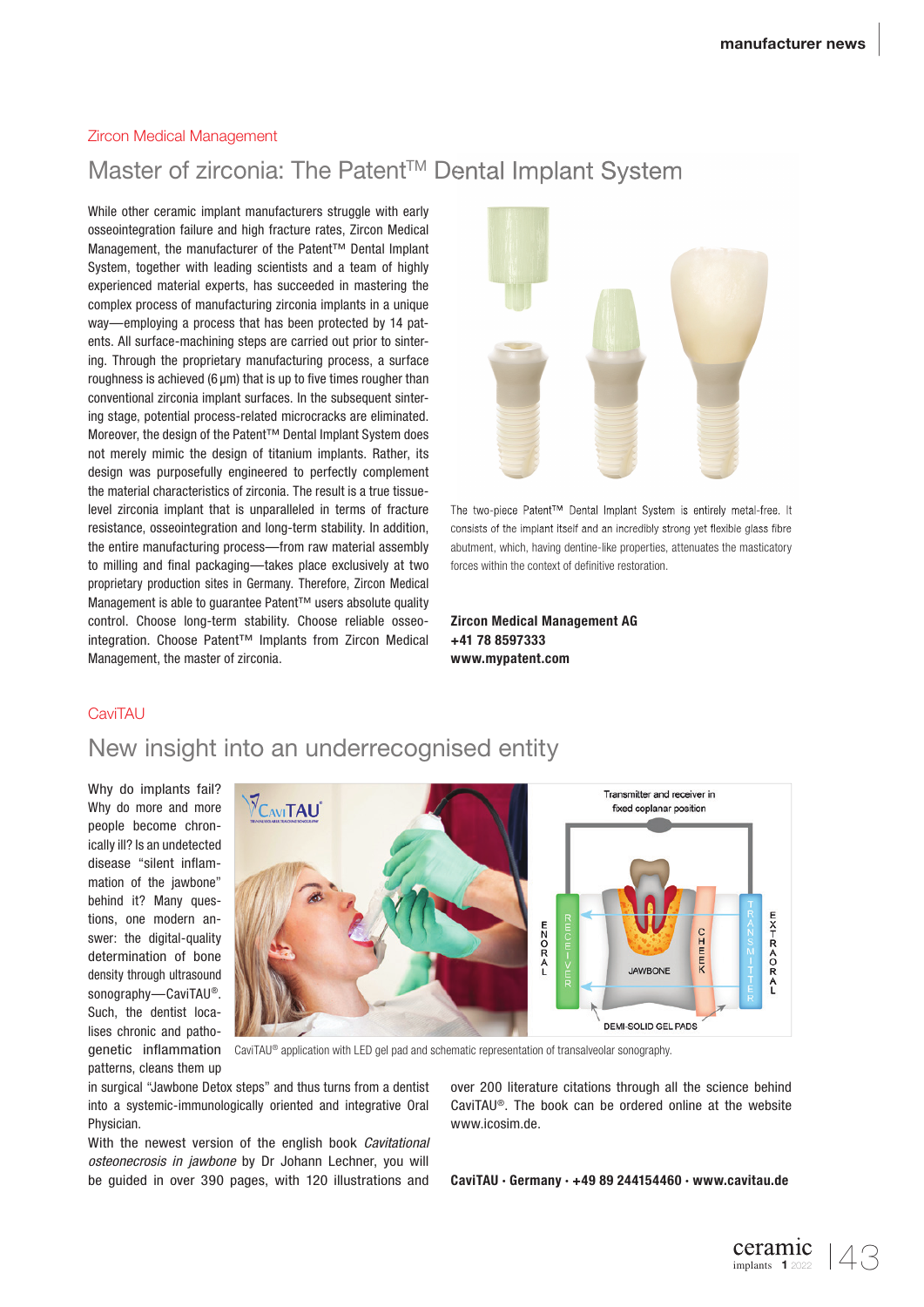Zircon Medical Management

## Master of zirconia: The Patent™ Dental Implant System

While other ceramic implant manufacturers struggle with early osseointegration failure and high fracture rates, Zircon Medical Management, the manufacturer of the Patent™ Dental Implant System, together with leading scientists and a team of highly experienced material experts, has succeeded in mastering the complex process of manufacturing zirconia implants in a unique way—employing a process that has been protected by 14 patents. All surface-machining steps are carried out prior to sintering. Through the proprietary manufacturing process, a surface roughness is achieved (6 µm) that is up to five times rougher than conventional zirconia implant surfaces. In the subsequent sintering stage, potential process-related microcracks are eliminated. Moreover, the design of the Patent™ Dental Implant System does not merely mimic the design of titanium implants. Rather, its design was purposefully engineered to perfectly complement the material characteristics of zirconia. The result is a true tissue-level zirconia implant that is unparalleled in terms of fracture resistance, osseointegration and long-term stability. In addition, the entire manufacturing process—from raw material assembly to milling and final packaging—takes place exclusively at two proprietary production sites in Germany. Therefore, Zircon Medical Management is able to guarantee Patent™ users absolute quality control. Choose long-term stability. Choose reliable osseointegration. Choose Patent™ Implants from Zircon Medical Management, the master of zirconia.

The two-piece Patent™ Dental Implant System is entirely metal-free. It consists of the implant itself and an incredibly strong yet flexible glass fibre abutment, which, having dentine-like properties, attenuates the masticatory forces within the context of definitive restoration.

**Zircon Medical Management AG**
**+41 78 8597333**
**www.mypatent.com**

CaviTAU

## New insight into an underrecognised entity

Why do implants fail? Why do more and more people become chronically ill? Is an undetected disease "silent inflammation of the jawbone" behind it? Many questions, one modern answer: the digital-quality determination of bone density through ultrasound sonography—CaviTAU®. Such, the dentist localises chronic and pathogenetic inflammation patterns, cleans them up in surgical "Jawbone Detox steps" and thus turns from a dentist into a systemic-immunologically oriented and integrative Oral Physician.

With the newest version of the english book *Cavitational osteonecrosis in jawbone* by Dr Johann Lechner, you will be guided in over 390 pages, with 120 illustrations and over 200 literature citations through all the science behind CaviTAU®. The book can be ordered online at the website www.icosim.de.

CaviTAU® application with LED gel pad and schematic representation of transalveolar sonography.

**CaviTAU · Germany · +49 89 244154460 · www.cavitau.de**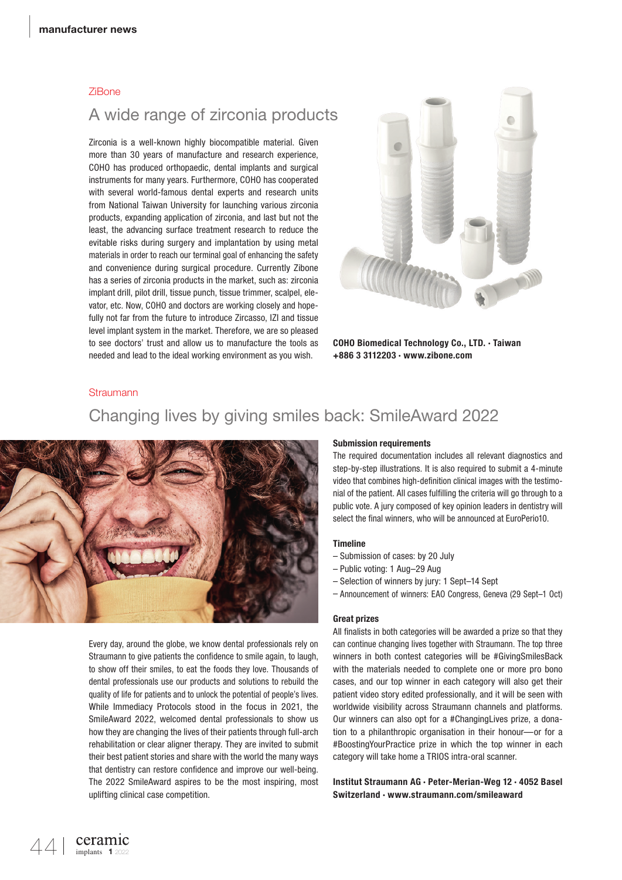ZiBone

## A wide range of zirconia products

Zirconia is a well-known highly biocompatible material. Given more than 30 years of manufacture and research experience, COHO has produced orthopaedic, dental implants and surgical instruments for many years. Furthermore, COHO has cooperated with several world-famous dental experts and research units from National Taiwan University for launching various zirconia products, expanding application of zirconia, and last but not the least, the advancing surface treatment research to reduce the evitable risks during surgery and implantation by using metal materials in order to reach our terminal goal of enhancing the safety and convenience during surgical procedure. Currently Zibone has a series of zirconia products in the market, such as: zirconia implant drill, pilot drill, tissue punch, tissue trimmer, scalpel, elevator, etc. Now, COHO and doctors are working closely and hopefully not far from the future to introduce Zircasso, IZI and tissue level implant system in the market. Therefore, we are so pleased to see doctors' trust and allow us to manufacture the tools as needed and lead to the ideal working environment as you wish.

**COHO Biomedical Technology Co., LTD. · Taiwan**
**+886 3 3112203 · www.zibone.com**

Straumann

## Changing lives by giving smiles back: SmileAward 2022

Every day, around the globe, we know dental professionals rely on Straumann to give patients the confidence to smile again, to laugh, to show off their smiles, to eat the foods they love. Thousands of dental professionals use our products and solutions to rebuild the quality of life for patients and to unlock the potential of people's lives. While Immediacy Protocols stood in the focus in 2021, the SmileAward 2022, welcomed dental professionals to show us how they are changing the lives of their patients through full-arch rehabilitation or clear aligner therapy. They are invited to submit their best patient stories and share with the world the many ways that dentistry can restore confidence and improve our well-being. The 2022 SmileAward aspires to be the most inspiring, most uplifting clinical case competition.

**Submission requirements**

The required documentation includes all relevant diagnostics and step-by-step illustrations. It is also required to submit a 4-minute video that combines high-definition clinical images with the testimonial of the patient. All cases fulfilling the criteria will go through to a public vote. A jury composed of key opinion leaders in dentistry will select the final winners, who will be announced at EuroPerio10.

**Timeline**

- Submission of cases: by 20 July
- Public voting: 1 Aug–29 Aug
- Selection of winners by jury: 1 Sept–14 Sept
- Announcement of winners: EAO Congress, Geneva (29 Sept–1 Oct)

**Great prizes**

All finalists in both categories will be awarded a prize so that they can continue changing lives together with Straumann. The top three winners in both contest categories will be #GivingSmilesBack with the materials needed to complete one or more pro bono cases, and our top winner in each category will also get their patient video story edited professionally, and it will be seen with worldwide visibility across Straumann channels and platforms. Our winners can also opt for a #ChangingLives prize, a donation to a philanthropic organisation in their honour—or for a #BoostingYourPractice prize in which the top winner in each category will take home a TRIOS intra-oral scanner.

**Institut Straumann AG · Peter-Merian-Weg 12 · 4052 Basel**
**Switzerland · www.straumann.com/smileaward**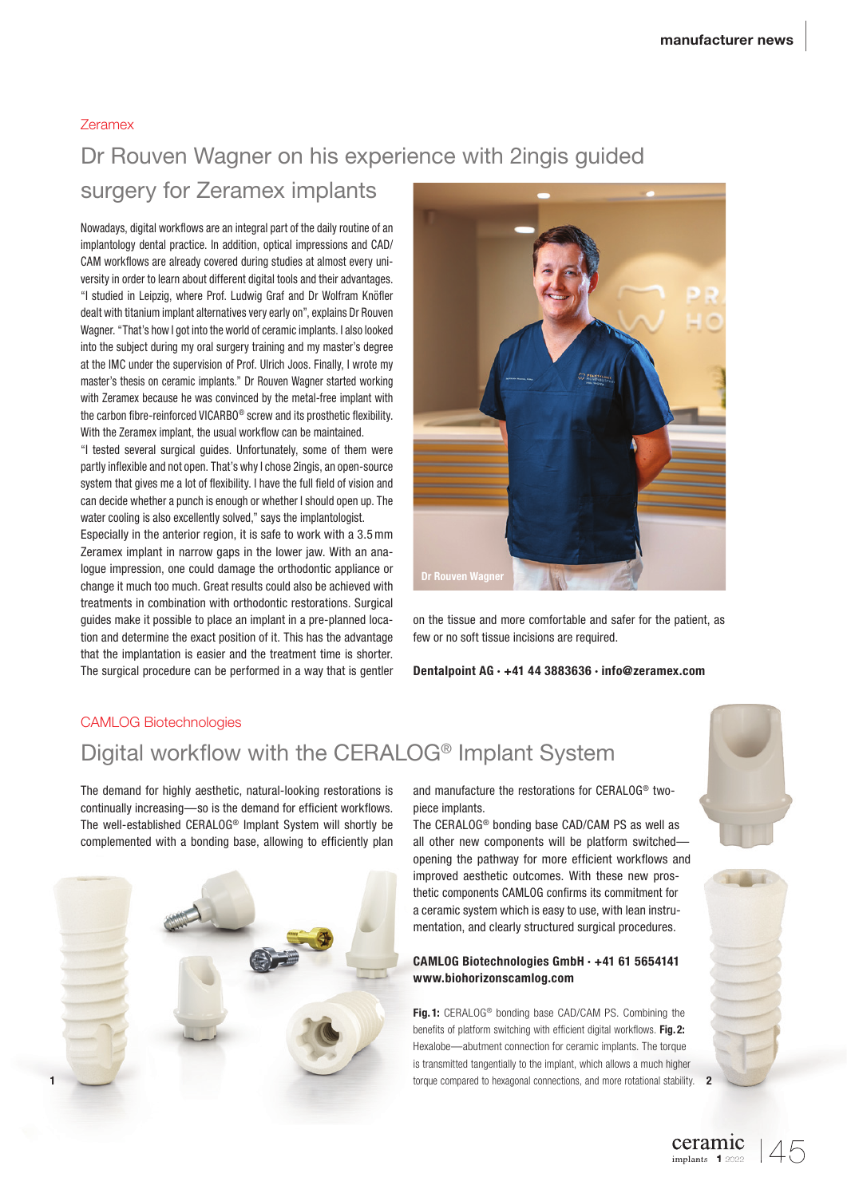Zeramex

# Dr Rouven Wagner on his experience with 2ingis guided surgery for Zeramex implants

Nowadays, digital workflows are an integral part of the daily routine of an implantology dental practice. In addition, optical impressions and CAD/CAM workflows are already covered during studies at almost every university in order to learn about different digital tools and their advantages. "I studied in Leipzig, where Prof. Ludwig Graf and Dr Wolfram Knöfler dealt with titanium implant alternatives very early on", explains Dr Rouven Wagner. "That's how I got into the world of ceramic implants. I also looked into the subject during my oral surgery training and my master's degree at the IMC under the supervision of Prof. Ulrich Joos. Finally, I wrote my master's thesis on ceramic implants." Dr Rouven Wagner started working with Zeramex because he was convinced by the metal-free implant with the carbon fibre-reinforced VICARBO® screw and its prosthetic flexibility. With the Zeramex implant, the usual workflow can be maintained.

"I tested several surgical guides. Unfortunately, some of them were partly inflexible and not open. That's why I chose 2ingis, an open-source system that gives me a lot of flexibility. I have the full field of vision and can decide whether a punch is enough or whether I should open up. The water cooling is also excellently solved," says the implantologist.

Especially in the anterior region, it is safe to work with a 3.5 mm Zeramex implant in narrow gaps in the lower jaw. With an analogue impression, one could damage the orthodontic appliance or change it much too much. Great results could also be achieved with treatments in combination with orthodontic restorations. Surgical guides make it possible to place an implant in a pre-planned location and determine the exact position of it. This has the advantage that the implantation is easier and the treatment time is shorter. The surgical procedure can be performed in a way that is gentler on the tissue and more comfortable and safer for the patient, as few or no soft tissue incisions are required.

Dr Rouven Wagner

**Dentalpoint AG · +41 44 3883636 · info@zeramex.com**

CAMLOG Biotechnologies

# Digital workflow with the CERALOG® Implant System

The demand for highly aesthetic, natural-looking restorations is continually increasing—so is the demand for efficient workflows. The well-established CERALOG® Implant System will shortly be complemented with a bonding base, allowing to efficiently plan and manufacture the restorations for CERALOG® two-piece implants.

The CERALOG® bonding base CAD/CAM PS as well as all other new components will be platform switched—opening the pathway for more efficient workflows and improved aesthetic outcomes. With these new prosthetic components CAMLOG confirms its commitment for a ceramic system which is easy to use, with lean instrumentation, and clearly structured surgical procedures.

**CAMLOG Biotechnologies GmbH · +41 61 5654141**
**www.biohorizonscamlog.com**

**Fig. 1:** CERALOG® bonding base CAD/CAM PS. Combining the benefits of platform switching with efficient digital workflows. **Fig. 2:** Hexalobe—abutment connection for ceramic implants. The torque is transmitted tangentially to the implant, which allows a much higher torque compared to hexagonal connections, and more rotational stability.